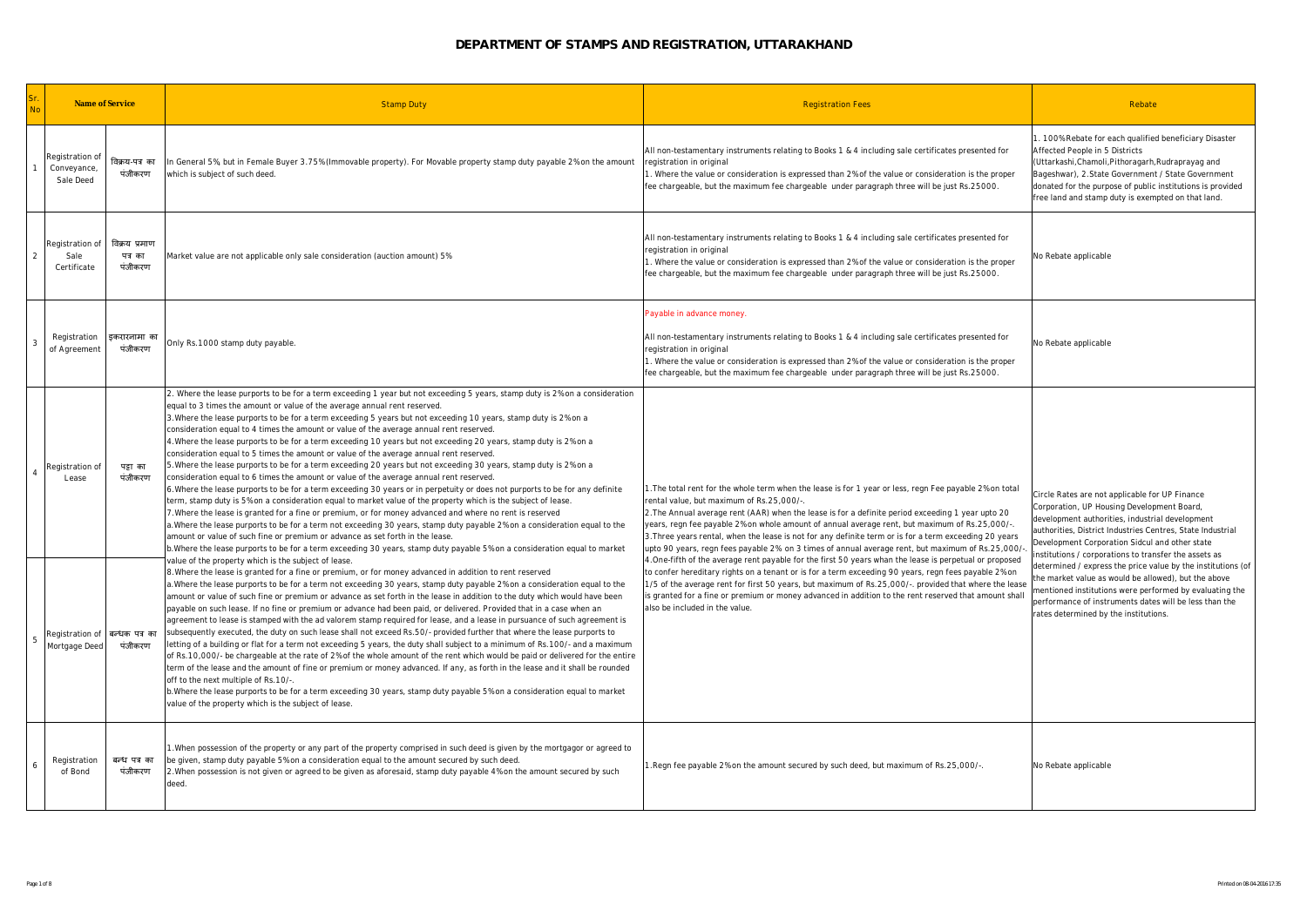# DEPARTMENT OF STAMPS AND REGISTRATION, UTTARAKHAND

| Sr. No | Name of Service | | Stamp Duty | Registration Fees | Rebate |
|---|---|---|---|---|---|
| 1 | Registration of Conveyance, Sale Deed | विक्रय-पत्र का पंजीकरण | In General 5%, but in Female Buyer 3.75%(Immovable property). For Movable property stamp duty payable 2% on the amount which is subject of such deed. | All non-testamentary instruments relating to Books 1 & 4 including sale certificates presented for registration in original<br>1. Where the value or consideration is expressed than 2% of the value or consideration is the proper fee chargeable, but the maximum fee chargeable under paragraph three will be just Rs.25000. | 1. 100% Rebate for each qualified beneficiary Disaster Affected People in 5 Districts (Uttarkashi,Chamoli,Pithoragarh,Rudraprayag and Bageshwar), 2.State Government / State Government donated for the purpose of public institutions is provided free land and stamp duty is exempted on that land. |
| 2 | Registration of Sale Certificate | विक्रय प्रमाण पत्र का पंजीकरण | Market value are not applicable only sale consideration (auction amount) 5% | All non-testamentary instruments relating to Books 1 & 4 including sale certificates presented for registration in original<br>1. Where the value or consideration is expressed than 2% of the value or consideration is the proper fee chargeable, but the maximum fee chargeable under paragraph three will be just Rs.25000. | No Rebate applicable |
| 3 | Registration of Agreement | इकरारनामा का पंजीकरण | Only Rs.1000 stamp duty payable. | Payable in advance money.<br><br>All non-testamentary instruments relating to Books 1 & 4 including sale certificates presented for registration in original<br>1. Where the value or consideration is expressed than 2% of the value or consideration is the proper fee chargeable, but the maximum fee chargeable under paragraph three will be just Rs.25000. | No Rebate applicable |
| 4 | Registration of Lease | पट्टा का पंजीकरण | 2. Where the lease purports to be for a term exceeding 1 year but not exceeding 5 years, stamp duty is 2% on a consideration equal to 3 times the amount or value of the average annual rent reserved.<br>3.Where the lease purports to be for a term exceeding 5 years but not exceeding 10 years, stamp duty is 2% on a consideration equal to 4 times the amount or value of the average annual rent reserved.<br>4.Where the lease purports to be for a term exceeding 10 years but not exceeding 20 years, stamp duty is 2% on a consideration equal to 5 times the amount or value of the average annual rent reserved.<br>5.Where the lease purports to be for a term exceeding 20 years but not exceeding 30 years, stamp duty is 2% on a consideration equal to 6 times the amount or value of the average annual rent reserved.<br>6.Where the lease purports to be for a term exceeding 30 years or in perpetuity or does not purports to be for any definite term, stamp duty is 5% on a consideration equal to market value of the property which is the subject of lease.<br>7.Where the lease is granted for a fine or premium, or for money advanced and where no rent is reserved<br>a.Where the lease purports to be for a term not exceeding 30 years, stamp duty payable 2% on a consideration equal to the amount or value of such fine or premium or advance as set forth in the lease.<br>b.Where the lease purports to be for a term exceeding 30 years, stamp duty payable 5% on a consideration equal to market value of the property which is the subject of lease. | 1.The total rent for the whole term when the lease is for 1 year or less, regn Fee payable 2% on total rental value, but maximum of Rs.25,000/-.<br>2.The Annual average rent (AAR) when the lease is for a definite period exceeding 1 year upto 20 years, regn fee payable 2% on whole amount of annual average rent, but maximum of Rs.25,000/-.<br>3.Three years rental, when the lease is not for any definite term or is for a term exceeding 20 years upto 90 years, regn fees payable 2% on 3 times of annual average rent, but maximum of Rs.25,000/-.<br>4.One-fifth of the average rent payable for the first 50 years whan the lease is perpetual or proposed to confer hereditary rights on a tenant or is for a term exceeding 90 years, regn fees payable 2% on 1/5 of the average rent for first 50 years, but maximum of Rs.25,000/-. provided that where the lease is granted for a fine or premium or money advanced in addition to the rent reserved that amount shall also be included in the value. | Circle Rates are not applicable for UP Finance Corporation, UP Housing Development Board, development authorities, industrial development authorities, District Industries Centres, State Industrial Development Corporation Sidcul and other state institutions / corporations to transfer the assets as determined / express the price value by the institutions (of the market value as would be allowed), but the above mentioned institutions were performed by evaluating the performance of instruments dates will be less than the rates determined by the institutions. |
| 5 | Registration of Mortgage Deed | बन्धक पत्र का पंजीकरण | 8.Where the lease is granted for a fine or premium, or for money advanced in addition to rent reserved<br>a.Where the lease purports to be for a term not exceeding 30 years, stamp duty payable 2% on a consideration equal to the amount or value of such fine or premium or advance as set forth in the lease in addition to the duty which would have been payable on such lease. If no fine or premium or advance had been paid, or delivered. Provided that in a case when an agreement to lease is stamped with the ad valorem stamp required for lease, and a lease in pursuance of such agreement is subsequently executed, the duty on such lease shall not exceed Rs.50/- provided further that where the lease purports to letting of a building or flat for a term not exceeding 5 years, the duty shall subject to a minimum of Rs.100/- and a maximum of Rs.10,000/- be chargeable at the rate of 2% of the whole amount of the rent which would be paid or delivered for the entire term of the lease and the amount of fine or premium or money advanced. If any, as forth in the lease and it shall be rounded off to the next multiple of Rs.10/-.<br>b.Where the lease purports to be for a term exceeding 30 years, stamp duty payable 5% on a consideration equal to market value of the property which is the subject of lease. | | |
| 6 | Registration of Bond | बन्ध पत्र का पंजीकरण | 1.When possession of the property or any part of the property comprised in such deed is given by the mortgagor or agreed to be given, stamp duty payable 5% on a consideration equal to the amount secured by such deed.<br>2.When possession is not given or agreed to be given as aforesaid, stamp duty payable 4% on the amount secured by such deed. | 1.Regn fee payable 2% on the amount secured by such deed, but maximum of Rs.25,000/-. | No Rebate applicable |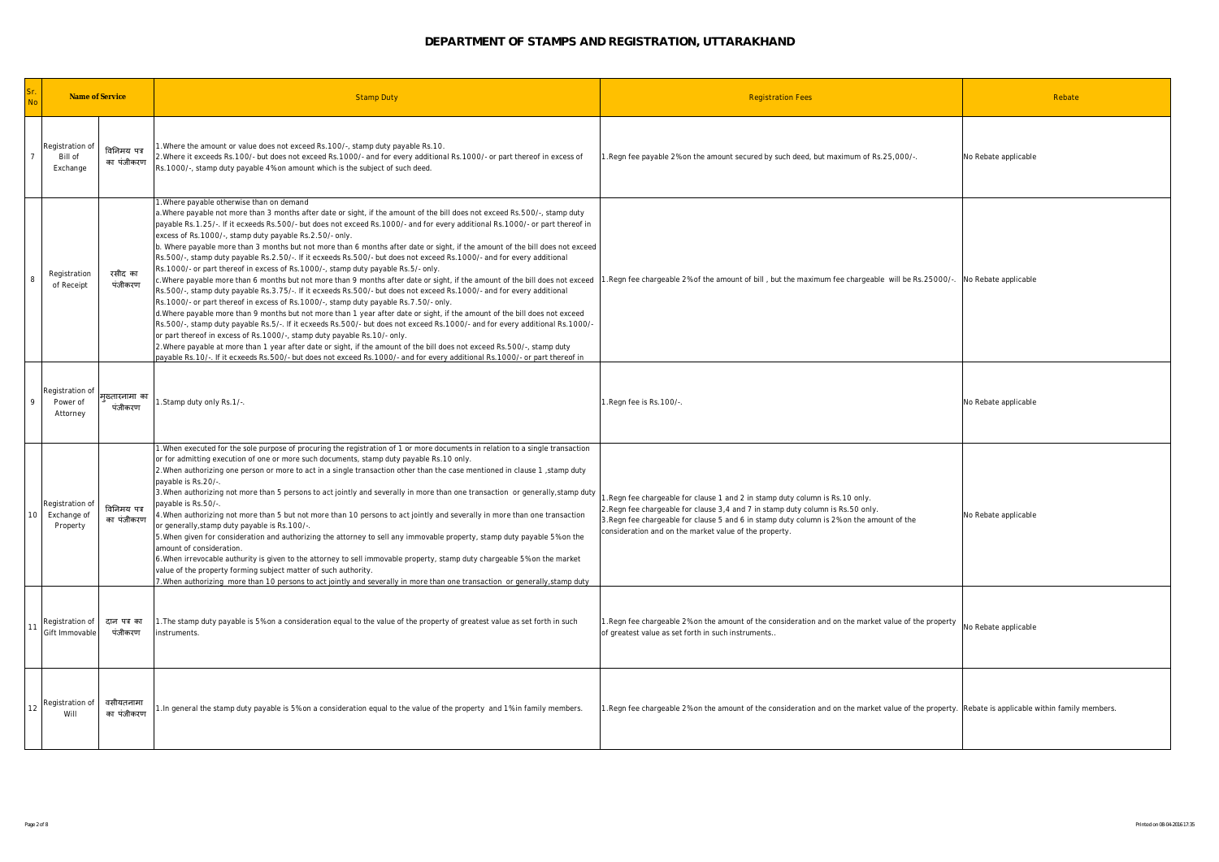# DEPARTMENT OF STAMPS AND REGISTRATION, UTTARAKHAND

| Sr. No | Name of Service | | Stamp Duty | Registration Fees | Rebate |
|---|---|---|---|---|---|
| 7 | Registration of Bill of Exchange | विनिमय पत्र का पंजीकरण | 1.Where the amount or value does not exceed Rs.100/-, stamp duty payable Rs.10.<br>2.Where it exceeds Rs.100/- but does not exceed Rs.1000/- and for every additional Rs.1000/- or part thereof in excess of Rs.1000/-, stamp duty payable 4% on amount which is the subject of such deed. | 1.Regn fee payable 2% on the amount secured by such deed, but maximum of Rs.25,000/-. | No Rebate applicable |
| 8 | Registration of Receipt | रसीद का पंजीकरण | 1.Where payable otherwise than on demand<br>a.Where payable not more than 3 months after date or sight, if the amount of the bill does not exceed Rs.500/-, stamp duty payable Rs.1.25/-. If it ecxeeds Rs.500/- but does not exceed Rs.1000/- and for every additional Rs.1000/- or part thereof in excess of Rs.1000/-, stamp duty payable Rs.2.50/- only.<br>b. Where payable more than 3 months but not more than 6 months after date or sight, if the amount of the bill does not exceed Rs.500/-, stamp duty payable Rs.2.50/-. If it ecxeeds Rs.500/- but does not exceed Rs.1000/- and for every additional Rs.1000/- or part thereof in excess of Rs.1000/-, stamp duty payable Rs.5/- only.<br>c.Where payable more than 6 months but not more than 9 months after date or sight, if the amount of the bill does not exceed Rs.500/-, stamp duty payable Rs.3.75/-. If it ecxeeds Rs.500/- but does not exceed Rs.1000/- and for every additional Rs.1000/- or part thereof in excess of Rs.1000/-, stamp duty payable Rs.7.50/- only.<br>d.Where payable more than 9 months but not more than 1 year after date or sight, if the amount of the bill does not exceed Rs.500/-, stamp duty payable Rs.5/-. If it ecxeeds Rs.500/- but does not exceed Rs.1000/- and for every additional Rs.1000/- or part thereof in excess of Rs.1000/-, stamp duty payable Rs.10/- only.<br>2.Where payable at more than 1 year after date or sight, if the amount of the bill does not exceed Rs.500/-, stamp duty payable Rs.10/-. If it ecxeeds Rs.500/- but does not exceed Rs.1000/- and for every additional Rs.1000/- or part thereof in | 1.Regn fee chargeable 2% of the amount of bill , but the maximum fee chargeable will be Rs.25000/-. | No Rebate applicable |
| 9 | Registration of Power of Attorney | मुख्तारनामा का पंजीकरण | 1.Stamp duty only Rs.1/-. | 1.Regn fee is Rs.100/-. | No Rebate applicable |
| 10 | Registration of Exchange of Property | विनिमय पत्र का पंजीकरण | 1.When executed for the sole purpose of procuring the registration of 1 or more documents in relation to a single transaction or for admitting execution of one or more such documents, stamp duty payable Rs.10 only.<br>2.When authorizing one person or more to act in a single transaction other than the case mentioned in clause 1 ,stamp duty payable is Rs.20/-.<br>3.When authorizing not more than 5 persons to act jointly and severally in more than one transaction or generally,stamp duty payable is Rs.50/-.<br>4.When authorizing not more than 5 but not more than 10 persons to act jointly and severally in more than one transaction or generally,stamp duty payable is Rs.100/-.<br>5.When given for consideration and authorizing the attorney to sell any immovable property, stamp duty payable 5% on the amount of consideration.<br>6.When irrevocable authurity is given to the attorney to sell immovable property, stamp duty chargeable 5% on the market value of the property forming subject matter of such authority.<br>7.When authorizing more than 10 persons to act jointly and severally in more than one transaction or generally,stamp duty | 1.Regn fee chargeable for clause 1 and 2 in stamp duty column is Rs.10 only.<br>2.Regn fee chargeable for clause 3,4 and 7 in stamp duty column is Rs.50 only.<br>3.Regn fee chargeable for clause 5 and 6 in stamp duty column is 2% on the amount of the consideration and on the market value of the property. | No Rebate applicable |
| 11 | Registration of Gift Immovable | दान पत्र का पंजीकरण | 1.The stamp duty payable is 5% on a consideration equal to the value of the property of greatest value as set forth in such instruments. | 1.Regn fee chargeable 2% on the amount of the consideration and on the market value of the property of greatest value as set forth in such instruments.. | No Rebate applicable |
| 12 | Registration of Will | वसीयतनामा का पंजीकरण | 1.In general the stamp duty payable is 5% on a consideration equal to the value of the property and 1% in family members. | 1.Regn fee chargeable 2% on the amount of the consideration and on the market value of the property. | Rebate is applicable within family members. |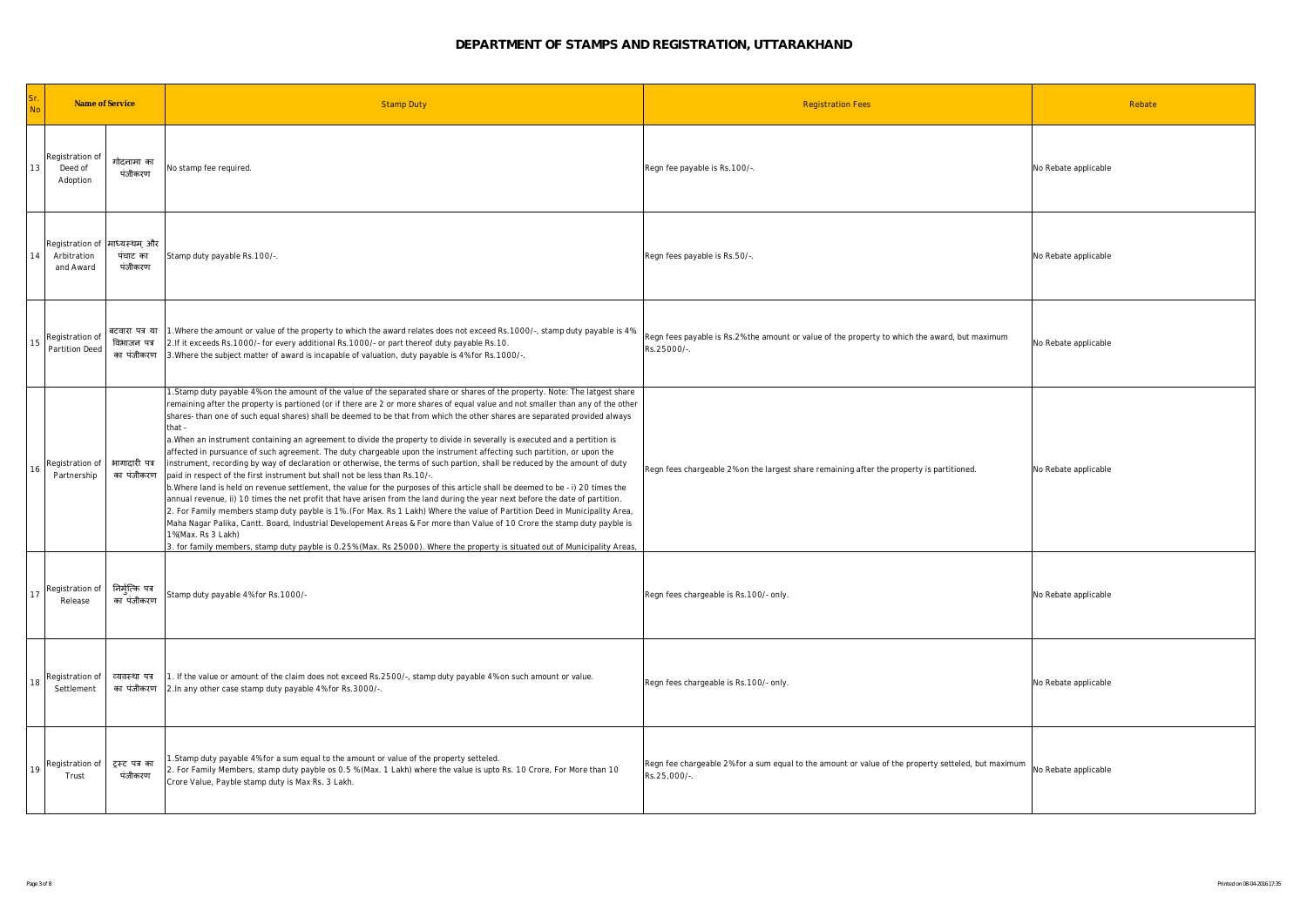# DEPARTMENT OF STAMPS AND REGISTRATION, UTTARAKHAND

| Sr. No | Name of Service | | Stamp Duty | Registration Fees | Rebate |
|---|---|---|---|---|---|
| 13 | Registration of Deed of Adoption | गोदनामा का पंजीकरण | No stamp fee required. | Regn fee payable is Rs.100/-. | No Rebate applicable |
| 14 | Registration of Arbitration and Award | माध्यस्थम् और पंचाट का पंजीकरण | Stamp duty payable Rs.100/-. | Regn fees payable is Rs.50/-. | No Rebate applicable |
| 15 | Registration of Partition Deed | बटवारा पत्र या विभाजन पत्र का पंजीकरण | 1.Where the amount or value of the property to which the award relates does not exceed Rs.1000/-, stamp duty payable is 4%<br>2.If it exceeds Rs.1000/- for every additional Rs.1000/- or part thereof duty payable Rs.10.<br>3.Where the subject matter of award is incapable of valuation, duty payable is 4% for Rs.1000/-. | Regn fees payable is Rs.2% the amount or value of the property to which the award, but maximum Rs.25000/-. | No Rebate applicable |
| 16 | Registration of Partnership | भागादारी पत्र का पंजीकरण | 1.Stamp duty payable 4% on the amount of the value of the separated share or shares of the property. Note: The latgest share remaining after the property is partioned (or if there are 2 or more shares of equal value and not smaller than any of the other shares- than one of such equal shares) shall be deemed to be that from which the other shares are separated provided always that -<br>a.When an instrument containing an agreement to divide the property to divide in severally is executed and a partition is affected in pursuance of such agreement. The duty chargeable upon the instrument affecting such partition, or upon the instrument, recording by way of declaration or otherwise, the terms of such partion, shall be reduced by the amount of duty paid in respect of the first instrument but shall not be less than Rs.10/-.<br>b.Where land is held on revenue settlement, the value for the purposes of this article shall be deemed to be - i) 20 times the annual revenue, ii) 10 times the net profit that have arisen from the land during the year next before the date of partition.<br>2. For Family members stamp duty payble is 1%.(For Max. Rs 1 Lakh) Where the value of Partition Deed in Municipality Area, Maha Nagar Palika, Cantt. Board, Industrial Developement Areas & For more than Value of 10 Crore the stamp duty payble is 1%(Max. Rs 3 Lakh)<br>3. for family members, stamp duty payble is 0.25%(Max. Rs 25000). Where the property is situated out of Municipality Areas, | Regn fees chargeable 2% on the largest share remaining after the property is partitioned. | No Rebate applicable |
| 17 | Registration of Release | निर्मुक्ति पत्र का पंजीकरण | Stamp duty payable 4% for Rs.1000/- | Regn fees chargeable is Rs.100/- only. | No Rebate applicable |
| 18 | Registration of Settlement | व्यवस्था पत्र का पंजीकरण | 1. If the value or amount of the claim does not exceed Rs.2500/-, stamp duty payable 4% on such amount or value.<br>2.In any other case stamp duty payable 4% for Rs.3000/-. | Regn fees chargeable is Rs.100/- only. | No Rebate applicable |
| 19 | Registration of Trust | ट्रस्ट पत्र का पंजीकरण | 1.Stamp duty payable 4% for a sum equal to the amount or value of the property setteled.<br>2. For Family Members, stamp duty payble os 0.5 %(Max. 1 Lakh) where the value is upto Rs. 10 Crore, For More than 10 Crore Value, Payble stamp duty is Max Rs. 3 Lakh. | Regn fee chargeable 2% for a sum equal to the amount or value of the property setteled, but maximum Rs.25,000/-. | No Rebate applicable |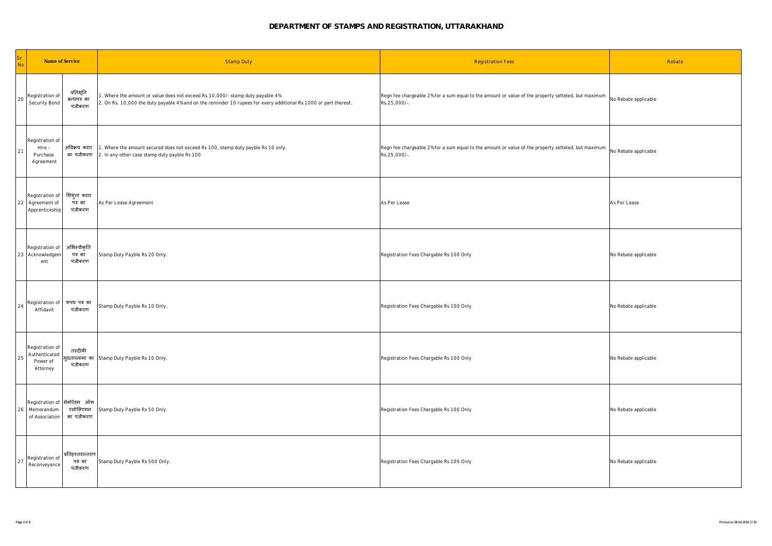# DEPARTMENT OF STAMPS AND REGISTRATION, UTTARAKHAND

| Sr. No | Name of Service | | Stamp Duty | Registration Fees | Rebate |
|---|---|---|---|---|---|
| 20 | Registration of Security Bond | प्रतिभूति बन्धपत्र का पंजीकरण | 1. Where the amount or value does not exceed Rs.10,000/- stamp duty payable 4%<br>2. On Rs. 10,000 the duty payable 4% and on the reminder 10 rupees for every additional Rs 1000 or part thereof. | Regn fee chargeable 2% for a sum equal to the amount or value of the property setteled, but maximum Rs.25,000/-. | No Rebate applicable |
| 21 | Registration of Hire - Purchase Agreement | अविक्रय करार का पंजीकरण | 1. Where the amount secured does not exceed Rs 100, stamp duty payble Rs 10 only.<br>2. In any other case stamp duty payble Rs 100 | Regn fee chargeable 2% for a sum equal to the amount or value of the property setteled, but maximum Rs.25,000/-. | No Rebate applicable |
| 22 | Registration of Agreement of Apprenticeship | शिशुता करार पत्र का पंजीकरण | As Per Lease Agreement | As Per Lease | As Per Lease |
| 23 | Registration of Acknowledgement | अभिस्वीकृति पत्र का पंजीकरण | Stamp Duty Payble Rs 20 Only. | Registration Fees Chargable Rs 100 Only | No Rebate applicable |
| 24 | Registration of Affidavit | शपथ पत्र का पंजीकरण | Stamp Duty Payble Rs 10 Only. | Registration Fees Chargable Rs 100 Only | No Rebate applicable |
| 25 | Registration of Authenticated Power of Attorney | तस्दीकी मुख्तारनामा का पंजीकरण | Stamp Duty Payble Rs 10 Only. | Registration Fees Chargable Rs 100 Only | No Rebate applicable |
| 26 | Registration of Memorandum of Association | मेमोरेंडम ऑफ़ एसोसिएशन का पंजीकरण | Stamp Duty Payble Rs 50 Only. | Registration Fees Chargable Rs 100 Only | No Rebate applicable |
| 27 | Registration of Reconveyance | प्रतिहस्तान्तरण पत्र का पंजीकरण | Stamp Duty Payble Rs 500 Only. | Registration Fees Chargable Rs 100 Only | No Rebate applicable |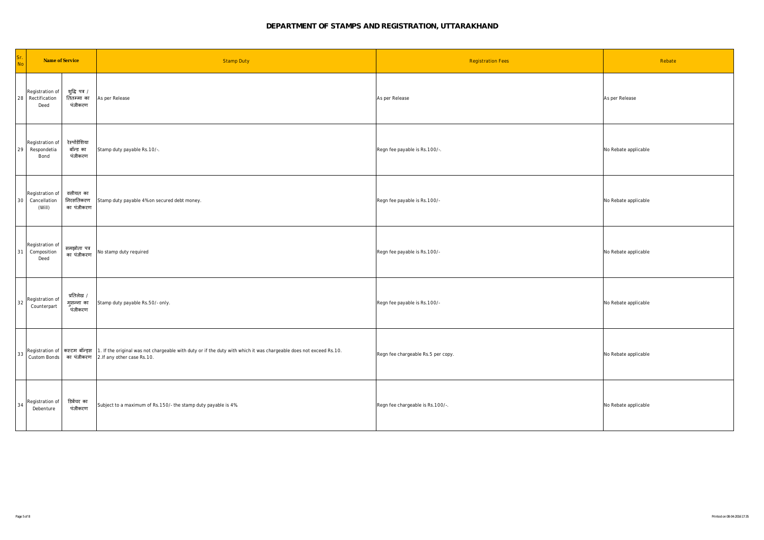# DEPARTMENT OF STAMPS AND REGISTRATION, UTTARAKHAND

| Sr. No | Name of Service | | Stamp Duty | Registration Fees | Rebate |
|---|---|---|---|---|---|
| 28 | Registration of Rectification Deed | शुद्धि पत्र / तितम्मा का पंजीकरण | As per Release | As per Release | As per Release |
| 29 | Registration of Respondetia Bond | रेस्पोंडेशिया बॉन्ड का पंजीकरण | Stamp duty payable Rs.10/-. | Regn fee payable is Rs.100/-. | No Rebate applicable |
| 30 | Registration of Cancellation (Will) | वसीयत का निरसतिकरण का पंजीकरण | Stamp duty payable 4% on secured debt money. | Regn fee payable is Rs.100/- | No Rebate applicable |
| 31 | Registration of Composition Deed | समझौता पत्र का पंजीकरण | No stamp duty required | Regn fee payable is Rs.100/- | No Rebate applicable |
| 32 | Registration of Counterpart | प्रतिलेख / मुसन्ना का पंजीकरण | Stamp duty payable Rs.50/- only. | Regn fee payable is Rs.100/- | No Rebate applicable |
| 33 | Registration of Custom Bonds | कस्टम बॉन्ड्स का पंजीकरण | 1. If the original was not chargeable with duty or if the duty with which it was chargeable does not exceed Rs.10.<br>2.If any other case Rs.10. | Regn fee chargeable Rs.5 per copy. | No Rebate applicable |
| 34 | Registration of Debenture | डिबेंचर का पंजीकरण | Subject to a maximum of Rs.150/- the stamp duty payable is 4% | Regn fee chargeable is Rs.100/-. | No Rebate applicable |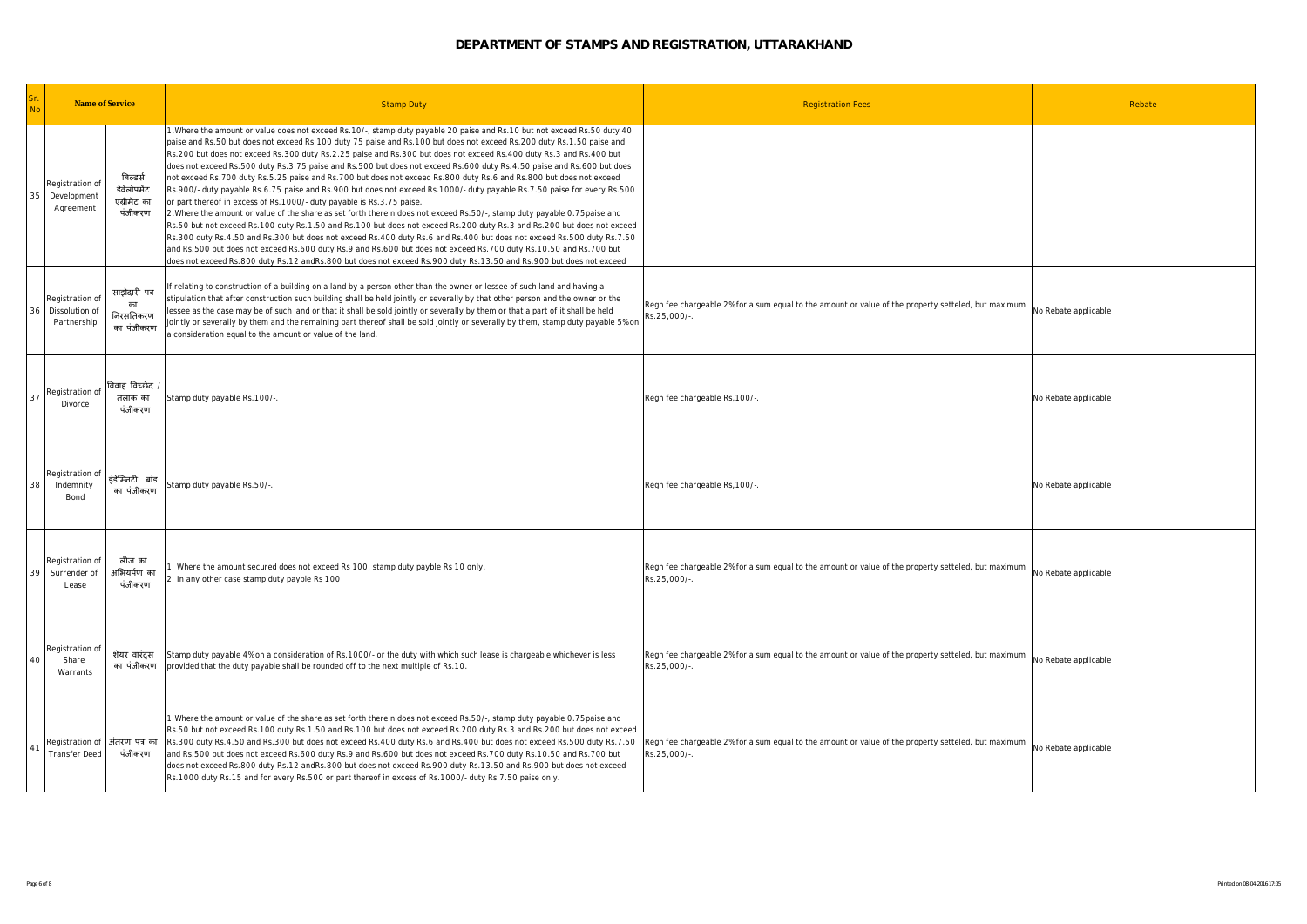# DEPARTMENT OF STAMPS AND REGISTRATION, UTTARAKHAND

| Sr. No | Name of Service | | Stamp Duty | Registration Fees | Rebate |
|---|---|---|---|---|---|
| 35 | Registration of Development Agreement | बिल्डर्स डेवेलोपमेंट एग्रीमेंट का पंजीकरण | 1.Where the amount or value does not exceed Rs.10/-, stamp duty payable 20 paise and Rs.10 but not exceed Rs.50 duty 40 paise and Rs.50 but does not exceed Rs.100 duty 75 paise and Rs.100 but does not exceed Rs.200 duty Rs.1.50 paise and Rs.200 but does not exceed Rs.300 duty Rs.2.25 paise and Rs.300 but does not exceed Rs.400 duty Rs.3 and Rs.400 but does not exceed Rs.500 duty Rs.3.75 paise and Rs.500 but does not exceed Rs.600 duty Rs.4.50 paise and Rs.600 but does not exceed Rs.700 duty Rs.5.25 paise and Rs.700 but does not exceed Rs.800 duty Rs.6 and Rs.800 but does not exceed Rs.900/- duty payable Rs.6.75 paise and Rs.900 but does not exceed Rs.1000/- duty payable Rs.7.50 paise for every Rs.500 or part thereof in excess of Rs.1000/- duty payable is Rs.3.75 paise.<br>2.Where the amount or value of the share as set forth therein does not exceed Rs.50/-, stamp duty payable 0.75paise and Rs.50 but not exceed Rs.100 duty Rs.1.50 and Rs.100 but does not exceed Rs.200 duty Rs.3 and Rs.200 but does not exceed Rs.300 duty Rs.4.50 and Rs.300 but does not exceed Rs.400 duty Rs.6 and Rs.400 but does not exceed Rs.500 duty Rs.7.50 and Rs.500 but does not exceed Rs.600 duty Rs.9 and Rs.600 but does not exceed Rs.700 duty Rs.10.50 and Rs.700 but does not exceed Rs.800 duty Rs.12 andRs.800 but does not exceed Rs.900 duty Rs.13.50 and Rs.900 but does not exceed | | |
| 36 | Registration of Dissolution of Partnership | साझेदारी पत्र का निरस्तिकरण का पंजीकरण | If relating to construction of a building on a land by a person other than the owner or lessee of such land and having a stipulation that after construction such building shall be held jointly or severally by that other person and the owner or the lessee as the case may be of such land or that it shall be sold jointly or severally by them or that a part of it shall be held jointly or severally by them and the remaining part thereof shall be sold jointly or severally by them, stamp duty payable 5%on a consideration equal to the amount or value of the land. | Regn fee chargeable 2%for a sum equal to the amount or value of the property setteled, but maximum Rs.25,000/-. | No Rebate applicable |
| 37 | Registration of Divorce | विवाह विच्छेद / तलाक का पंजीकरण | Stamp duty payable Rs.100/-. | Regn fee chargeable Rs,100/-. | No Rebate applicable |
| 38 | Registration of Indemnity Bond | इंडेम्निटी बांड का पंजीकरण | Stamp duty payable Rs.50/-. | Regn fee chargeable Rs,100/-. | No Rebate applicable |
| 39 | Registration of Surrender of Lease | लीज का अभ्यर्पण का पंजीकरण | 1. Where the amount secured does not exceed Rs 100, stamp duty payble Rs 10 only.<br>2. In any other case stamp duty payble Rs 100 | Regn fee chargeable 2%for a sum equal to the amount or value of the property setteled, but maximum Rs.25,000/-. | No Rebate applicable |
| 40 | Registration of Share Warrants | शेयर वारंट्स का पंजीकरण | Stamp duty payable 4%on a consideration of Rs.1000/- or the duty with which such lease is chargeable whichever is less provided that the duty payable shall be rounded off to the next multiple of Rs.10. | Regn fee chargeable 2%for a sum equal to the amount or value of the property setteled, but maximum Rs.25,000/-. | No Rebate applicable |
| 41 | Registration of Transfer Deed | अंतरण पत्र का पंजीकरण | 1.Where the amount or value of the share as set forth therein does not exceed Rs.50/-, stamp duty payable 0.75paise and Rs.50 but not exceed Rs.100 duty Rs.1.50 and Rs.100 but does not exceed Rs.200 duty Rs.3 and Rs.200 but does not exceed Rs.300 duty Rs.4.50 and Rs.300 but does not exceed Rs.400 duty Rs.6 and Rs.400 but does not exceed Rs.500 duty Rs.7.50 and Rs.500 but does not exceed Rs.600 duty Rs.9 and Rs.600 but does not exceed Rs.700 duty Rs.10.50 and Rs.700 but does not exceed Rs.800 duty Rs.12 andRs.800 but does not exceed Rs.900 duty Rs.13.50 and Rs.900 but does not exceed Rs.1000 duty Rs.15 and for every Rs.500 or part thereof in excess of Rs.1000/- duty Rs.7.50 paise only. | Regn fee chargeable 2%for a sum equal to the amount or value of the property setteled, but maximum Rs.25,000/-. | No Rebate applicable |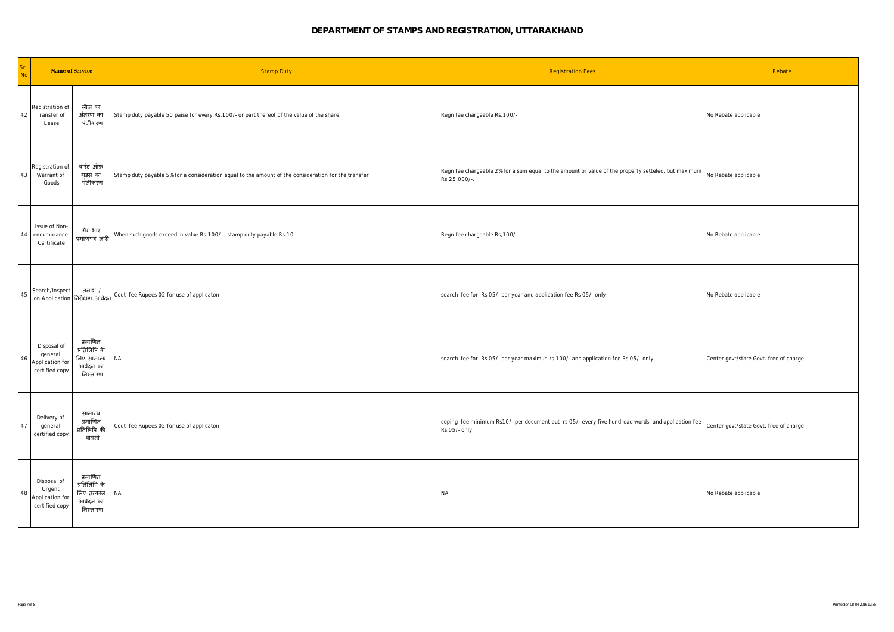# DEPARTMENT OF STAMPS AND REGISTRATION, UTTARAKHAND

| Sr. No | Name of Service | | Stamp Duty | Registration Fees | Rebate |
|---|---|---|---|---|---|
| 42 | Registration of Transfer of Lease | लीज का अंतरण का पंजीकरण | Stamp duty payable 50 paise for every Rs.100/- or part thereof of the value of the share. | Regn fee chargeable Rs,100/- | No Rebate applicable |
| 43 | Registration of Warrant of Goods | वारंट ऑफ़ गुड्स का पंजीकरण | Stamp duty payable 5% for a consideration equal to the amount of the consideration for the transfer | Regn fee chargeable 2% for a sum equal to the amount or value of the property setteled, but maximum Rs.25,000/-. | No Rebate applicable |
| 44 | Issue of Non-encumbrance Certificate | गैर-भार प्रमाणपत्र जारी | When such goods exceed in value Rs.100/- , stamp duty payable Rs.10 | Regn fee chargeable Rs,100/- | No Rebate applicable |
| 45 | Search/Inspection Application | तलाश / निरीक्षण आवेदन | Cout fee Rupees 02 for use of applicaton | search fee for Rs 05/- per year and application fee Rs 05/- only | No Rebate applicable |
| 46 | Disposal of general Application for certified copy | प्रमाणित प्रतिलिपि के लिए सामान्य आवेदन का निस्तारण | NA | search fee for Rs 05/- per year maximun rs 100/- and application fee Rs 05/- only | Center govt/state Govt. free of charge |
| 47 | Delivery of general certified copy | सामान्य प्रमाणित प्रतिलिपि की वापसी | Cout fee Rupees 02 for use of applicaton | coping fee minimum Rs10/- per document but rs 05/- every five hundread words. and application fee Rs 05/- only | Center govt/state Govt. free of charge |
| 48 | Disposal of Urgent Application for certified copy | प्रमाणित प्रतिलिपि के लिए तत्काल आवेदन का निस्तारण | NA | NA | No Rebate applicable |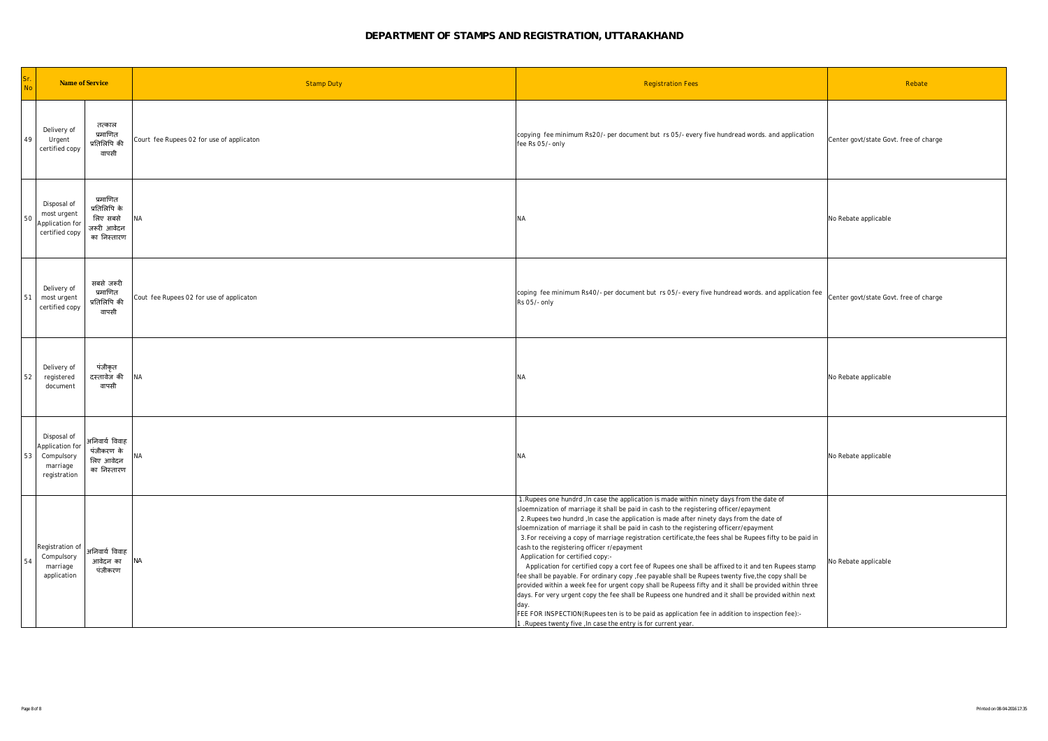# DEPARTMENT OF STAMPS AND REGISTRATION, UTTARAKHAND

| Sr. No | Name of Service | | Stamp Duty | Registration Fees | Rebate |
|---|---|---|---|---|---|
| 49 | Delivery of Urgent certified copy | तत्काल प्रमाणित प्रतिलिपि की वापसी | Court fee Rupees 02 for use of applicaton | copying fee minimum Rs20/- per document but rs 05/- every five hundread words. and application fee Rs 05/- only | Center govt/state Govt. free of charge |
| 50 | Disposal of most urgent Application for certified copy | प्रमाणित प्रतिलिपि के लिए सबसे जरूरी आवेदन का निस्तारण | NA | NA | No Rebate applicable |
| 51 | Delivery of most urgent certified copy | सबसे जरूरी प्रमाणित प्रतिलिपि की वापसी | Cout fee Rupees 02 for use of applicaton | coping fee minimum Rs40/- per document but rs 05/- every five hundread words. and application fee Rs 05/- only | Center govt/state Govt. free of charge |
| 52 | Delivery of registered document | पंजीकृत दस्तावेज की वापसी | NA | NA | No Rebate applicable |
| 53 | Disposal of Application for Compulsory marriage registration | अनिवार्य विवाह पंजीकरण के लिए आवेदन का निस्तारण | NA | NA | No Rebate applicable |
| 54 | Registration of Compulsory marriage application | अनिवार्य विवाह आवेदन का पंजीकरण | NA | 1.Rupees one hundrd ,In case the application is made within ninety days from the date of sloemnization of marriage it shall be paid in cash to the registering officer/epayment<br>2.Rupees two hundrd ,In case the application is made after ninety days from the date of sloemnization of marriage it shall be paid in cash to the registering officerr/epayment<br>3.For receiving a copy of marriage registration certificate,the fees shal be Rupees fifty to be paid in cash to the registering officer r/epayment<br>Application for certified copy:-<br>Application for certified copy a cort fee of Rupees one shall be affixed to it and ten Rupees stamp fee shall be payable. For ordinary copy ,fee payable shall be Rupees twenty five,the copy shall be provided within a week fee for urgent copy shall be Rupeess fifty and it shall be provided within three days. For very urgent copy the fee shall be Rupeess one hundred and it shall be provided within next day.<br>FEE FOR INSPECTION(Rupees ten is to be paid as application fee in addition to inspection fee):-<br>1 .Rupees twenty five ,In case the entry is for current year. | No Rebate applicable |